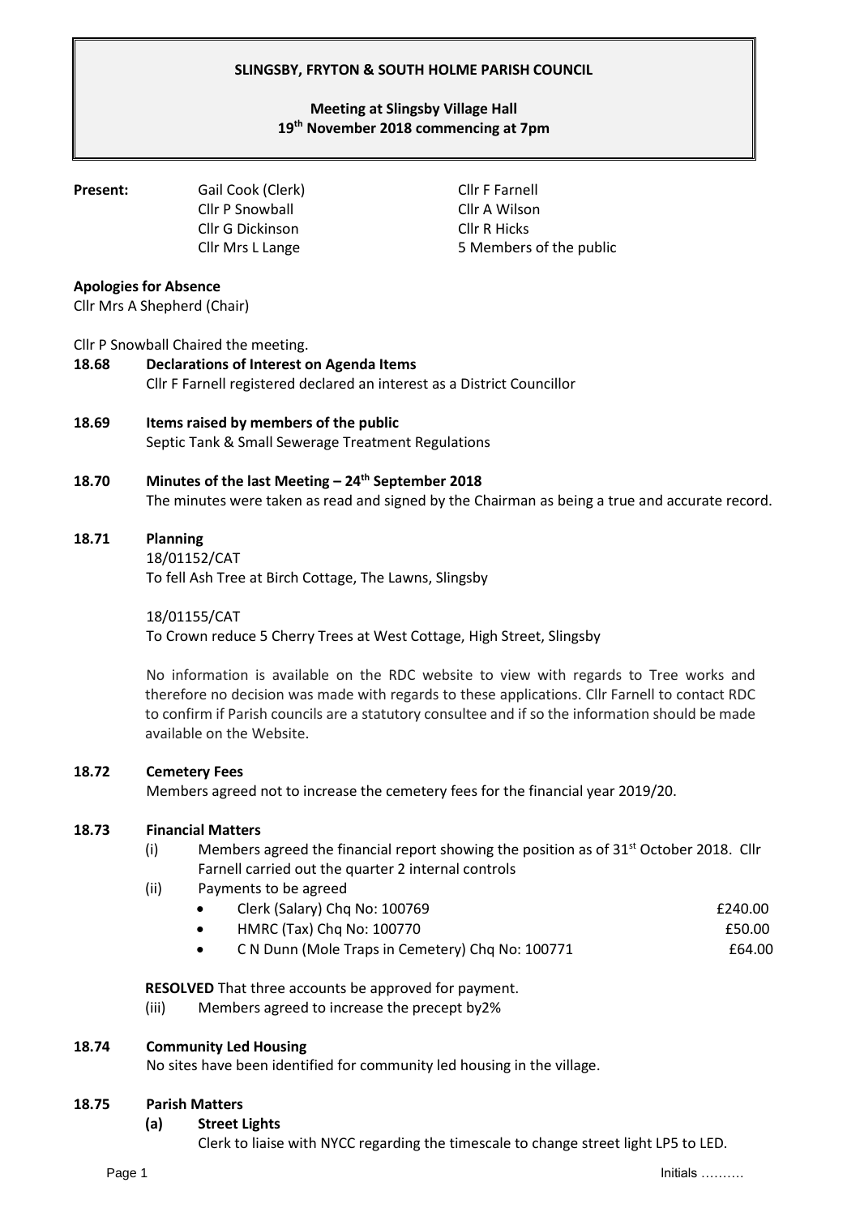# SLINGSBY, FRYTON & SOUTH HOLME PARISH COUNCIL

**Meeting at Slingsby Village Hall**
**19th November 2018 commencing at 7pm**

**Present:**

| | |
|---|---|
| Gail Cook (Clerk) | Cllr F Farnell |
| Cllr P Snowball | Cllr A Wilson |
| Cllr G Dickinson | Cllr R Hicks |
| Cllr Mrs L Lange | 5 Members of the public |

**Apologies for Absence**
Cllr Mrs A Shepherd (Chair)

Cllr P Snowball Chaired the meeting.

**18.68 Declarations of Interest on Agenda Items**
Cllr F Farnell registered declared an interest as a District Councillor

**18.69 Items raised by members of the public**
Septic Tank & Small Sewerage Treatment Regulations

**18.70 Minutes of the last Meeting – 24th September 2018**
The minutes were taken as read and signed by the Chairman as being a true and accurate record.

**18.71 Planning**

18/01152/CAT
To fell Ash Tree at Birch Cottage, The Lawns, Slingsby

18/01155/CAT
To Crown reduce 5 Cherry Trees at West Cottage, High Street, Slingsby

No information is available on the RDC website to view with regards to Tree works and therefore no decision was made with regards to these applications. Cllr Farnell to contact RDC to confirm if Parish councils are a statutory consultee and if so the information should be made available on the Website.

**18.72 Cemetery Fees**
Members agreed not to increase the cemetery fees for the financial year 2019/20.

**18.73 Financial Matters**

(i) Members agreed the financial report showing the position as of 31st October 2018. Cllr Farnell carried out the quarter 2 internal controls

(ii) Payments to be agreed

- Clerk (Salary) Chq No: 100769 — £240.00
- HMRC (Tax) Chq No: 100770 — £50.00
- C N Dunn (Mole Traps in Cemetery) Chq No: 100771 — £64.00

**RESOLVED** That three accounts be approved for payment.

(iii) Members agreed to increase the precept by2%

**18.74 Community Led Housing**
No sites have been identified for community led housing in the village.

**18.75 Parish Matters**

**(a) Street Lights**
Clerk to liaise with NYCC regarding the timescale to change street light LP5 to LED.

Initials ……….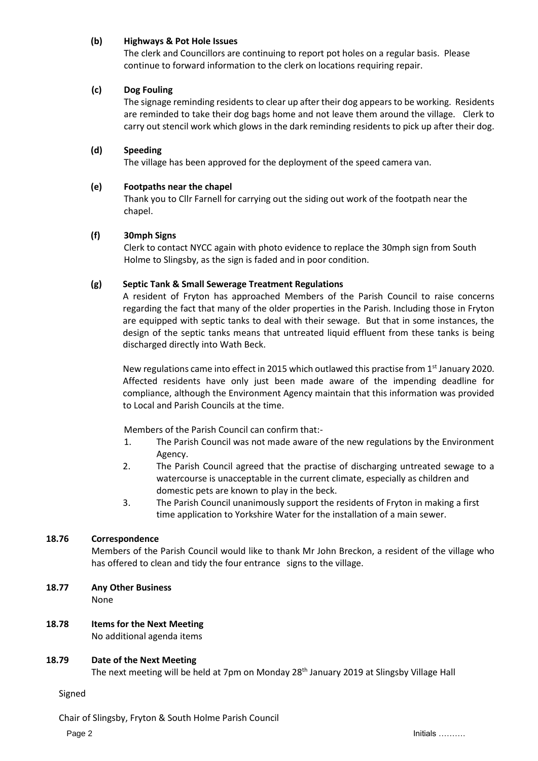**(b) Highways & Pot Hole Issues**

The clerk and Councillors are continuing to report pot holes on a regular basis. Please continue to forward information to the clerk on locations requiring repair.

**(c) Dog Fouling**

The signage reminding residents to clear up after their dog appears to be working. Residents are reminded to take their dog bags home and not leave them around the village. Clerk to carry out stencil work which glows in the dark reminding residents to pick up after their dog.

**(d) Speeding**

The village has been approved for the deployment of the speed camera van.

**(e) Footpaths near the chapel**

Thank you to Cllr Farnell for carrying out the siding out work of the footpath near the chapel.

**(f) 30mph Signs**

Clerk to contact NYCC again with photo evidence to replace the 30mph sign from South Holme to Slingsby, as the sign is faded and in poor condition.

**(g) Septic Tank & Small Sewerage Treatment Regulations**

A resident of Fryton has approached Members of the Parish Council to raise concerns regarding the fact that many of the older properties in the Parish. Including those in Fryton are equipped with septic tanks to deal with their sewage. But that in some instances, the design of the septic tanks means that untreated liquid effluent from these tanks is being discharged directly into Wath Beck.

New regulations came into effect in 2015 which outlawed this practise from 1st January 2020. Affected residents have only just been made aware of the impending deadline for compliance, although the Environment Agency maintain that this information was provided to Local and Parish Councils at the time.

Members of the Parish Council can confirm that:-

1. The Parish Council was not made aware of the new regulations by the Environment Agency.
2. The Parish Council agreed that the practise of discharging untreated sewage to a watercourse is unacceptable in the current climate, especially as children and domestic pets are known to play in the beck.
3. The Parish Council unanimously support the residents of Fryton in making a first time application to Yorkshire Water for the installation of a main sewer.

**18.76 Correspondence**

Members of the Parish Council would like to thank Mr John Breckon, a resident of the village who has offered to clean and tidy the four entrance signs to the village.

**18.77 Any Other Business**

None

**18.78 Items for the Next Meeting**

No additional agenda items

**18.79 Date of the Next Meeting**

The next meeting will be held at 7pm on Monday 28th January 2019 at Slingsby Village Hall

Signed

Chair of Slingsby, Fryton & South Holme Parish Council

Initials ……….